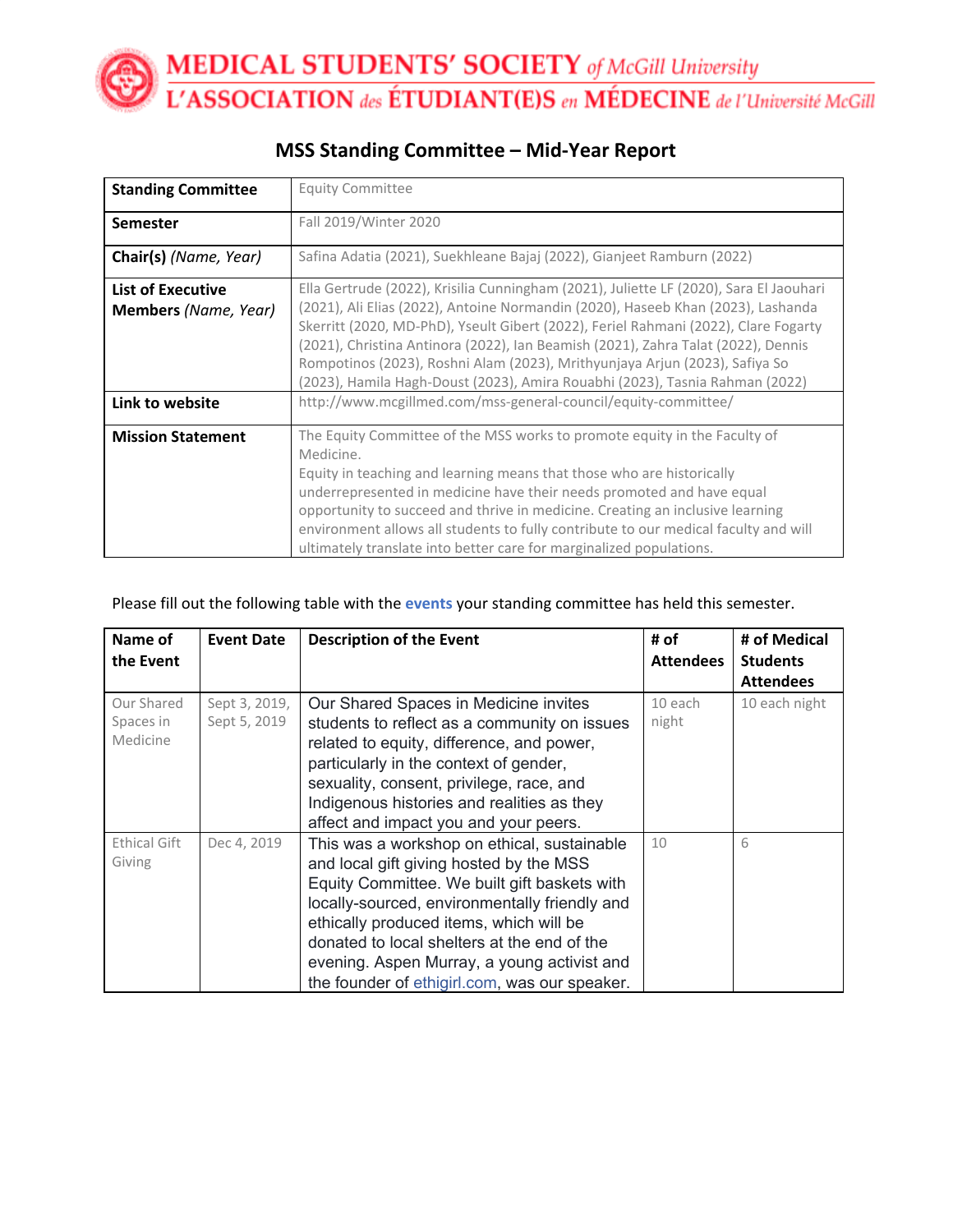MEDICAL STUDENTS' SOCIETY of McGill University
L'ASSOCIATION des ÉTUDIANT(E)S en MÉDECINE de l'Université McGill

## MSS Standing Committee – Mid-Year Report

| **Standing Committee** | Equity Committee |
|---|---|
| **Semester** | Fall 2019/Winter 2020 |
| **Chair(s)** *(Name, Year)* | Safina Adatia (2021), Suekhleane Bajaj (2022), Gianjeet Ramburn (2022) |
| **List of Executive Members** *(Name, Year)* | Ella Gertrude (2022), Krisilia Cunningham (2021), Juliette LF (2020), Sara El Jaouhari (2021), Ali Elias (2022), Antoine Normandin (2020), Haseeb Khan (2023), Lashanda Skerritt (2020, MD-PhD), Yseult Gibert (2022), Feriel Rahmani (2022), Clare Fogarty (2021), Christina Antinora (2022), Ian Beamish (2021), Zahra Talat (2022), Dennis Rompotinos (2023), Roshni Alam (2023), Mrithyunjaya Arjun (2023), Safiya So (2023), Hamila Hagh-Doust (2023), Amira Rouabhi (2023), Tasnia Rahman (2022) |
| **Link to website** | http://www.mcgillmed.com/mss-general-council/equity-committee/ |
| **Mission Statement** | The Equity Committee of the MSS works to promote equity in the Faculty of Medicine. Equity in teaching and learning means that those who are historically underrepresented in medicine have their needs promoted and have equal opportunity to succeed and thrive in medicine. Creating an inclusive learning environment allows all students to fully contribute to our medical faculty and will ultimately translate into better care for marginalized populations. |

Please fill out the following table with the **events** your standing committee has held this semester.

| Name of the Event | Event Date | Description of the Event | # of Attendees | # of Medical Students Attendees |
|---|---|---|---|---|
| Our Shared Spaces in Medicine | Sept 3, 2019, Sept 5, 2019 | Our Shared Spaces in Medicine invites students to reflect as a community on issues related to equity, difference, and power, particularly in the context of gender, sexuality, consent, privilege, race, and Indigenous histories and realities as they affect and impact you and your peers. | 10 each night | 10 each night |
| Ethical Gift Giving | Dec 4, 2019 | This was a workshop on ethical, sustainable and local gift giving hosted by the MSS Equity Committee. We built gift baskets with locally-sourced, environmentally friendly and ethically produced items, which will be donated to local shelters at the end of the evening. Aspen Murray, a young activist and the founder of ethigirl.com, was our speaker. | 10 | 6 |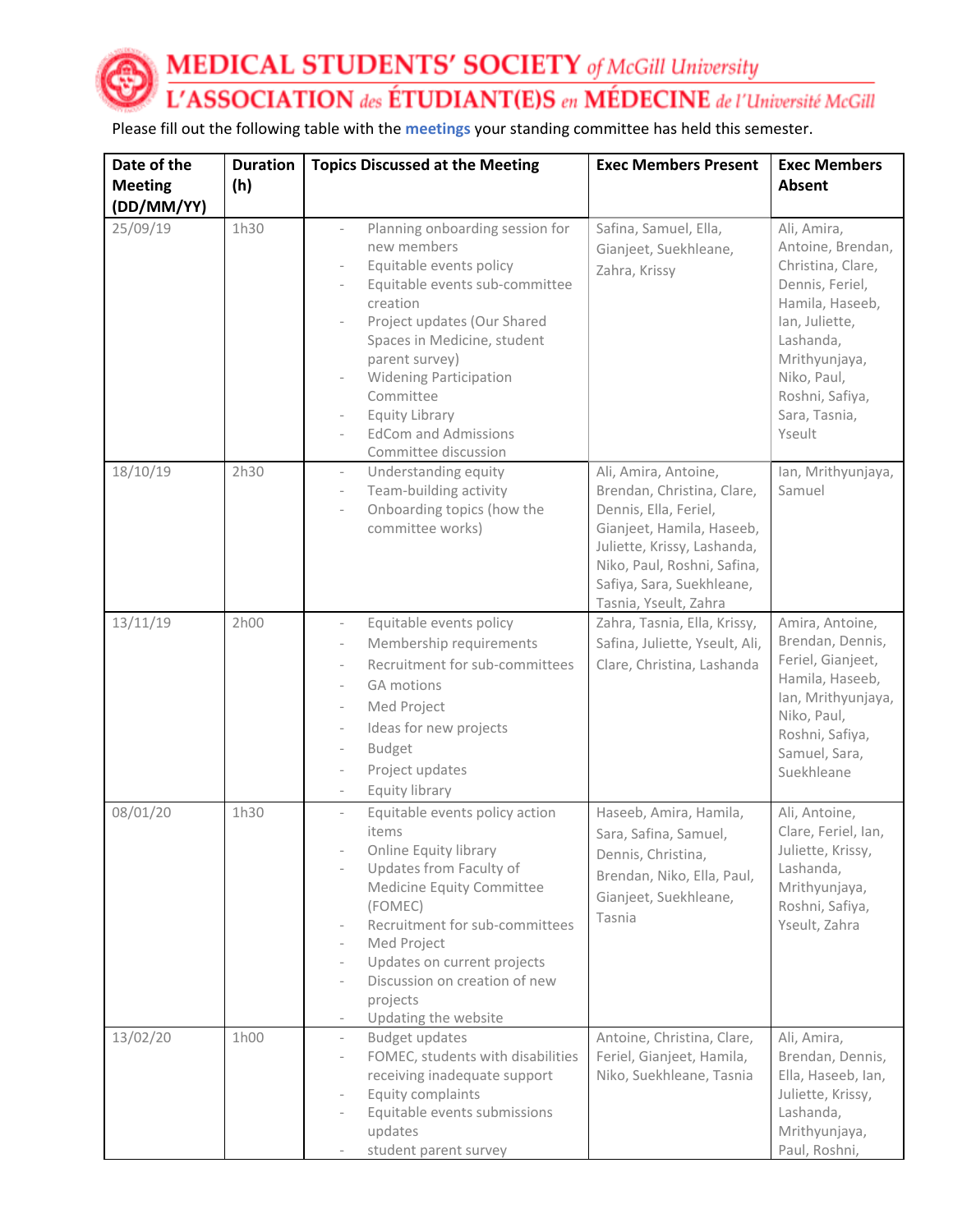# MEDICAL STUDENTS' SOCIETY of McGill University
# L'ASSOCIATION des ÉTUDIANT(E)S en MÉDECINE de l'Université McGill

Please fill out the following table with the meetings your standing committee has held this semester.

| Date of the Meeting (DD/MM/YY) | Duration (h) | Topics Discussed at the Meeting | Exec Members Present | Exec Members Absent |
|---|---|---|---|---|
| 25/09/19 | 1h30 | - Planning onboarding session for new members<br>- Equitable events policy<br>- Equitable events sub-committee creation<br>- Project updates (Our Shared Spaces in Medicine, student parent survey)<br>- Widening Participation Committee<br>- Equity Library<br>- EdCom and Admissions Committee discussion | Safina, Samuel, Ella, Gianjeet, Suekhleane, Zahra, Krissy | Ali, Amira, Antoine, Brendan, Christina, Clare, Dennis, Feriel, Hamila, Haseeb, Ian, Juliette, Lashanda, Mrithyunjaya, Niko, Paul, Roshni, Safiya, Sara, Tasnia, Yseult |
| 18/10/19 | 2h30 | - Understanding equity<br>- Team-building activity<br>- Onboarding topics (how the committee works) | Ali, Amira, Antoine, Brendan, Christina, Clare, Dennis, Ella, Feriel, Gianjeet, Hamila, Haseeb, Juliette, Krissy, Lashanda, Niko, Paul, Roshni, Safina, Safiya, Sara, Suekhleane, Tasnia, Yseult, Zahra | Ian, Mrithyunjaya, Samuel |
| 13/11/19 | 2h00 | - Equitable events policy<br>- Membership requirements<br>- Recruitment for sub-committees<br>- GA motions<br>- Med Project<br>- Ideas for new projects<br>- Budget<br>- Project updates<br>- Equity library | Zahra, Tasnia, Ella, Krissy, Safina, Juliette, Yseult, Ali, Clare, Christina, Lashanda | Amira, Antoine, Brendan, Dennis, Feriel, Gianjeet, Hamila, Haseeb, Ian, Mrithyunjaya, Niko, Paul, Roshni, Safiya, Samuel, Sara, Suekhleane |
| 08/01/20 | 1h30 | - Equitable events policy action items<br>- Online Equity library<br>- Updates from Faculty of Medicine Equity Committee (FOMEC)<br>- Recruitment for sub-committees<br>- Med Project<br>- Updates on current projects<br>- Discussion on creation of new projects<br>- Updating the website | Haseeb, Amira, Hamila, Sara, Safina, Samuel, Dennis, Christina, Brendan, Niko, Ella, Paul, Gianjeet, Suekhleane, Tasnia | Ali, Antoine, Clare, Feriel, Ian, Juliette, Krissy, Lashanda, Mrithyunjaya, Roshni, Safiya, Yseult, Zahra |
| 13/02/20 | 1h00 | - Budget updates<br>- FOMEC, students with disabilities receiving inadequate support<br>- Equity complaints<br>- Equitable events submissions updates<br>- student parent survey | Antoine, Christina, Clare, Feriel, Gianjeet, Hamila, Niko, Suekhleane, Tasnia | Ali, Amira, Brendan, Dennis, Ella, Haseeb, Ian, Juliette, Krissy, Lashanda, Mrithyunjaya, Paul, Roshni, |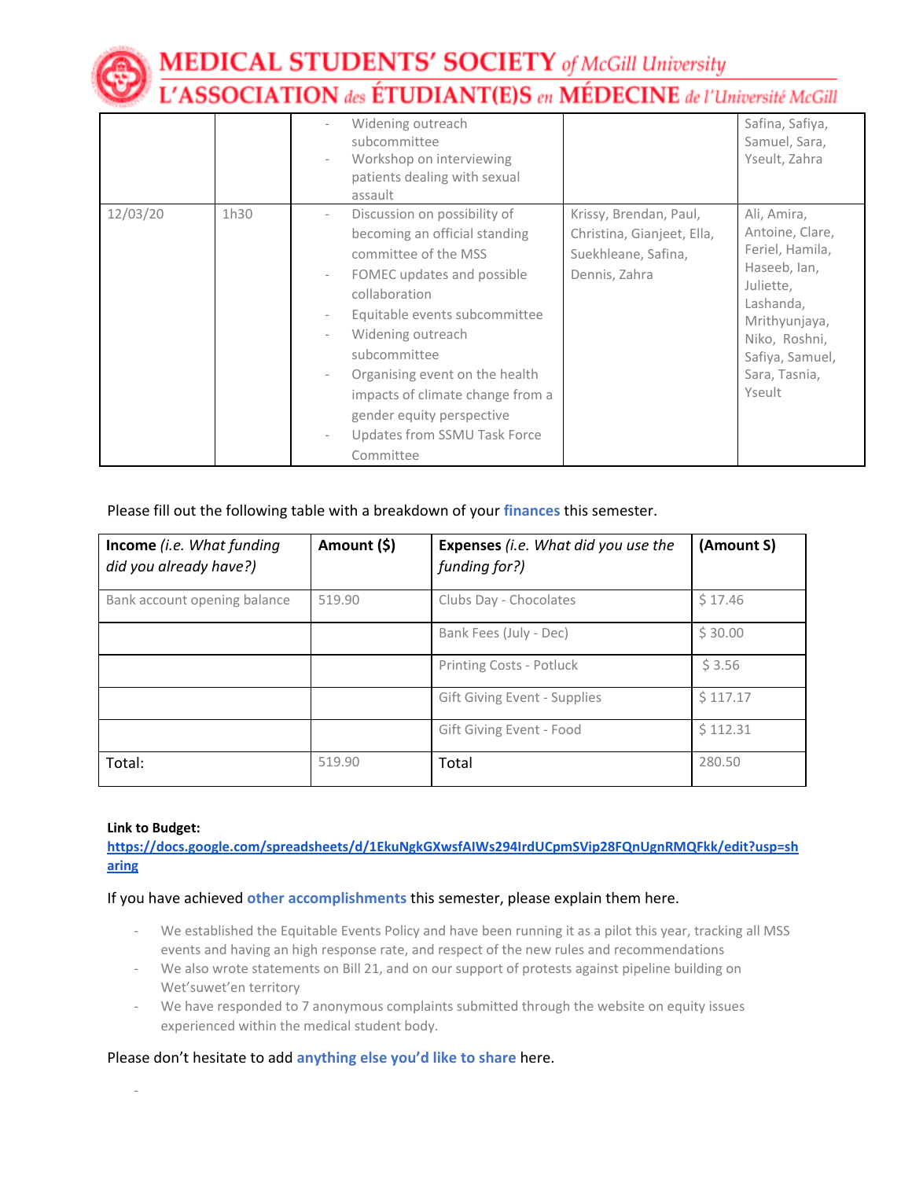| | | | | |
|---|---|---|---|---|
| | | - Widening outreach subcommittee<br>- Workshop on interviewing patients dealing with sexual assault | | Safina, Safiya, Samuel, Sara, Yseult, Zahra |
| 12/03/20 | 1h30 | - Discussion on possibility of becoming an official standing committee of the MSS<br>- FOMEC updates and possible collaboration<br>- Equitable events subcommittee<br>- Widening outreach subcommittee<br>- Organising event on the health impacts of climate change from a gender equity perspective<br>- Updates from SSMU Task Force Committee | Krissy, Brendan, Paul, Christina, Gianjeet, Ella, Suekhleane, Safina, Dennis, Zahra | Ali, Amira, Antoine, Clare, Feriel, Hamila, Haseeb, Ian, Juliette, Lashanda, Mrithyunjaya, Niko, Roshni, Safiya, Samuel, Sara, Tasnia, Yseult |

Please fill out the following table with a breakdown of your **finances** this semester.

| **Income** *(i.e. What funding did you already have?)* | **Amount ($)** | **Expenses** *(i.e. What did you use the funding for?)* | **(Amount S)** |
|---|---|---|---|
| Bank account opening balance | 519.90 | Clubs Day - Chocolates | $ 17.46 |
| | | Bank Fees (July - Dec) | $ 30.00 |
| | | Printing Costs - Potluck | $ 3.56 |
| | | Gift Giving Event - Supplies | $ 117.17 |
| | | Gift Giving Event - Food | $ 112.31 |
| Total: | 519.90 | Total | 280.50 |

**Link to Budget:**
**https://docs.google.com/spreadsheets/d/1EkuNgkGXwsfAIWs294IrdUCpmSVip28FQnUgnRMQFkk/edit?usp=sharing**

If you have achieved **other accomplishments** this semester, please explain them here.

- We established the Equitable Events Policy and have been running it as a pilot this year, tracking all MSS events and having an high response rate, and respect of the new rules and recommendations
- We also wrote statements on Bill 21, and on our support of protests against pipeline building on Wet'suwet'en territory
- We have responded to 7 anonymous complaints submitted through the website on equity issues experienced within the medical student body.

Please don't hesitate to add **anything else you'd like to share** here.

-